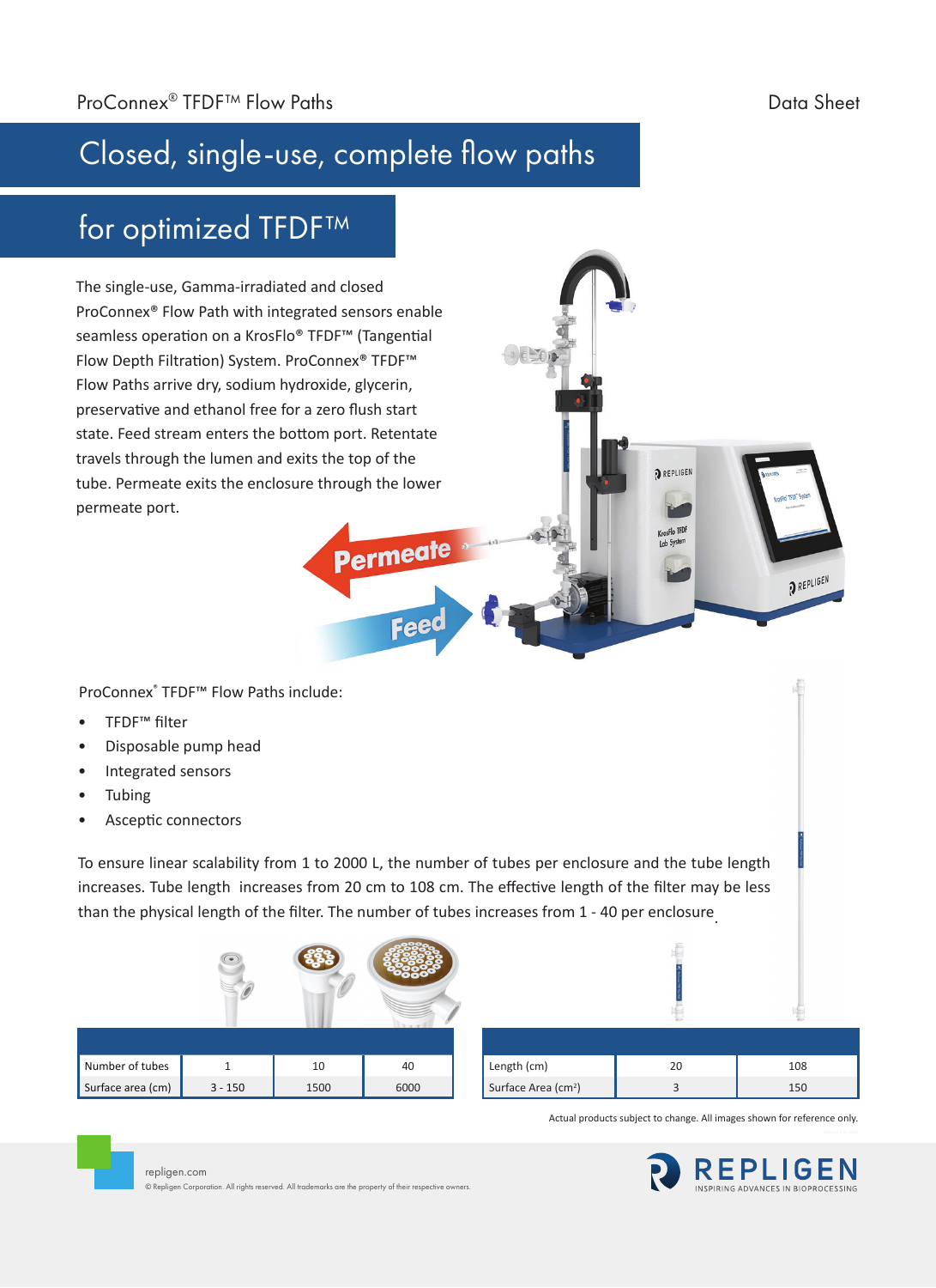ProConnex® TFDF™ Flow Paths

Data Sheet

# Closed, single-use, complete flow paths for optimized TFDF™

The single-use, Gamma-irradiated and closed ProConnex® Flow Path with integrated sensors enable seamless operation on a KrosFlo® TFDF™ (Tangential Flow Depth Filtration) System. ProConnex® TFDF™ Flow Paths arrive dry, sodium hydroxide, glycerin, preservative and ethanol free for a zero flush start state. Feed stream enters the bottom port. Retentate travels through the lumen and exits the top of the tube. Permeate exits the enclosure through the lower permeate port.

Permeate

Feed

ProConnex® TFDF™ Flow Paths include:

- TFDF™ filter
- Disposable pump head
- Integrated sensors
- Tubing
- Asceptic connectors

To ensure linear scalability from 1 to 2000 L, the number of tubes per enclosure and the tube length increases. Tube length increases from 20 cm to 108 cm. The effective length of the filter may be less than the physical length of the filter. The number of tubes increases from 1 - 40 per enclosure.

| Number of tubes | 1 | 10 | 40 |
|---|---|---|---|
| Surface area (cm) | 3 - 150 | 1500 | 6000 |

| Length (cm) | 20 | 108 |
|---|---|---|
| Surface Area (cm²) | 3 | 150 |

Actual products subject to change. All images shown for reference only.

repligen.com

© Repligen Corporation. All rights reserved. All trademarks are the property of their respective owners.

REPLIGEN
INSPIRING ADVANCES IN BIOPROCESSING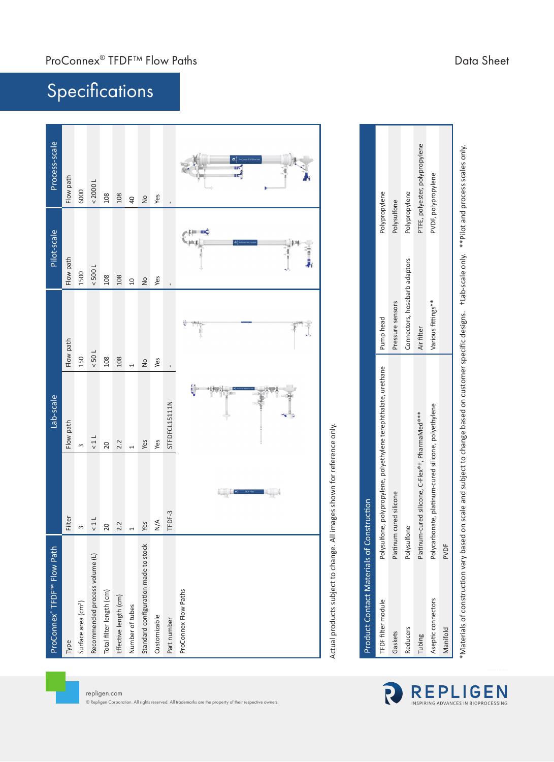## Specifications

| ProConnex® TFDF™ Flow Path | Lab-scale | | Pilot-scale | Process-scale |
|---|---|---|---|---|---|
| Type | Filter | Flow path | Flow path | Flow path | Flow path |
| Surface area (cm²) | 3 | 3 | 150 | 1500 | 6000 |
| Recommended process volume (L) | < 1 L | < 1 L | < 50 L | < 500 L | < 2000 L |
| Total filter length (cm) | 20 | 20 | 108 | 108 | 108 |
| Effective length (cm) | 2.2 | 2.2 | 108 | 108 | 108 |
| Number of tubes | 1 | 1 | 1 | 10 | 40 |
| Standard configuration made to stock | Yes | Yes | No | No | No |
| Customizable | N/A | Yes | Yes | Yes | Yes |
| Part number | TFDF-3 | STFDFCL15111N | - | - | - |
| ProConnex Flow Paths | | | | | |

Actual products subject to change. All images shown for reference only.

| Product Contact Materials of Construction | | | |
|---|---|---|---|
| TFDF filter module | Polysulfone, polypropylene, polyethylene terephthalate, urethane | Pump head | Polypropylene |
| Gaskets | Platinum cured silicone | Pressure sensors | Polysulfone |
| Reducers | Polysulfone | Connectors, hosebarb adaptors | Polypropylene |
| Tubing | Platinum-cured silicone, C-Flex®†, PharmaMed®** | Air filter | PTFE, polyester, polypropylene |
| Aseptic connectors | Polycarbonate, platinum-cured silicone, polyethylene | Various fittings** | PVDF, polypropylene |
| Manifold | PVDF | | |

*Materials of construction vary based on scale and subject to change based on customer specific designs. †Lab-scale only. **Pilot and process scales only.

repligen.com

© Repligen Corporation. All rights reserved. All trademarks are the property of their respective owners.

REPLIGEN
INSPIRING ADVANCES IN BIOPROCESSING